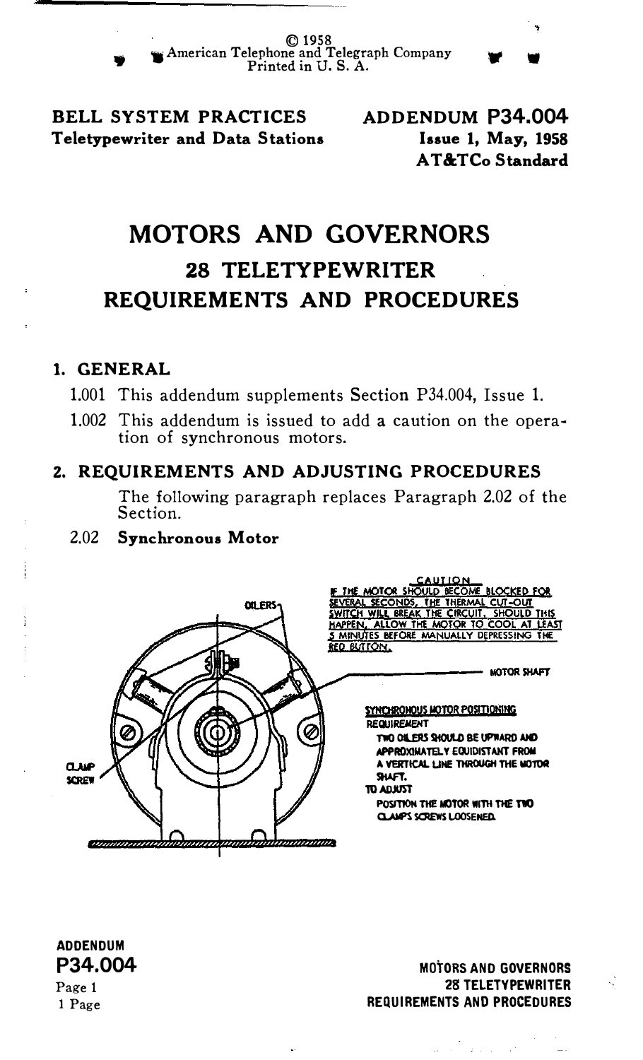© 1958
American Telephone and Telegraph Company
Printed in U. S. A.

**BELL SYSTEM PRACTICES**
**Teletypewriter and Data Stations**

**ADDENDUM P34.004**
**Issue 1, May, 1958**
**AT&TCo Standard**

# MOTORS AND GOVERNORS
## 28 TELETYPEWRITER
## REQUIREMENTS AND PROCEDURES

### 1. GENERAL

1.001 This addendum supplements Section P34.004, Issue 1.

1.002 This addendum is issued to add a caution on the operation of synchronous motors.

### 2. REQUIREMENTS AND ADJUSTING PROCEDURES

The following paragraph replaces Paragraph 2.02 of the Section.

2.02 **Synchronous Motor**

CAUTION
IF THE MOTOR SHOULD BECOME BLOCKED FOR SEVERAL SECONDS, THE THERMAL CUT-OUT SWITCH WILL BREAK THE CIRCUIT. SHOULD THIS HAPPEN, ALLOW THE MOTOR TO COOL AT LEAST 5 MINUTES BEFORE MANUALLY DEPRESSING THE RED BUTTON.

OILERS

MOTOR SHAFT

CLAMP SCREW

SYNCHRONOUS MOTOR POSITIONING
REQUIREMENT
TWO OILERS SHOULD BE UPWARD AND APPROXIMATELY EQUIDISTANT FROM A VERTICAL LINE THROUGH THE MOTOR SHAFT.
TO ADJUST
POSITION THE MOTOR WITH THE TWO CLAMPS SCREWS LOOSENED.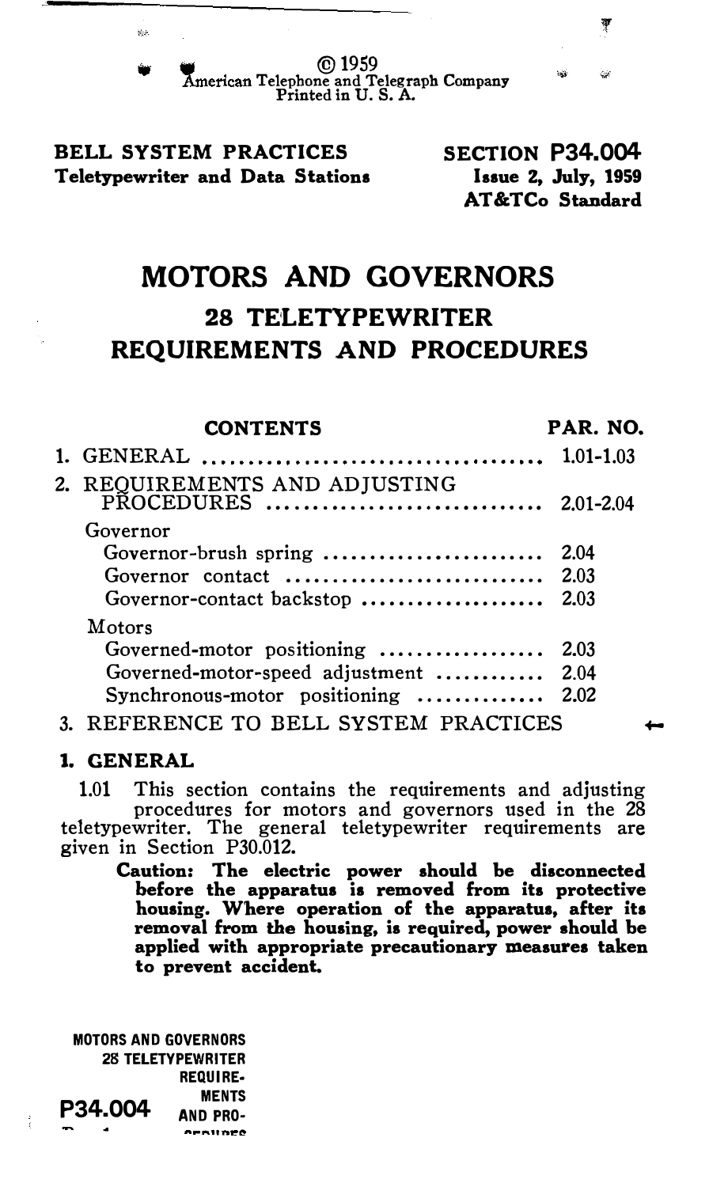© 1959
American Telephone and Telegraph Company
Printed in U. S. A.

**BELL SYSTEM PRACTICES**
**Teletypewriter and Data Stations**

**SECTION P34.004**
**Issue 2, July, 1959**
**AT&TCo Standard**

# MOTORS AND GOVERNORS
## 28 TELETYPEWRITER
## REQUIREMENTS AND PROCEDURES

| CONTENTS | PAR. NO. |
|---|---|
| 1. GENERAL | 1.01-1.03 |
| 2. REQUIREMENTS AND ADJUSTING PROCEDURES | 2.01-2.04 |
| Governor | |
| Governor-brush spring | 2.04 |
| Governor contact | 2.03 |
| Governor-contact backstop | 2.03 |
| Motors | |
| Governed-motor positioning | 2.03 |
| Governed-motor-speed adjustment | 2.04 |
| Synchronous-motor positioning | 2.02 |
| 3. REFERENCE TO BELL SYSTEM PRACTICES | ← |

## 1. GENERAL

1.01 This section contains the requirements and adjusting procedures for motors and governors used in the 28 teletypewriter. The general teletypewriter requirements are given in Section P30.012.

**Caution: The electric power should be disconnected before the apparatus is removed from its protective housing. Where operation of the apparatus, after its removal from the housing, is required, power should be applied with appropriate precautionary measures taken to prevent accident.**

MOTORS AND GOVERNORS
28 TELETYPEWRITER
REQUIREMENTS AND PROCEDURES
P34.004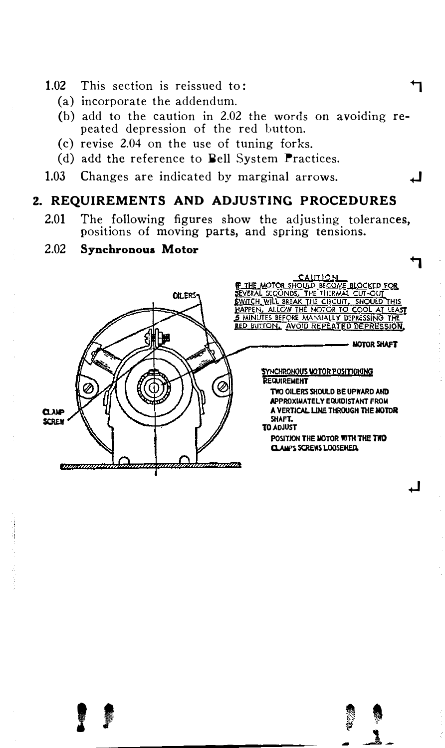1.02 This section is reissued to:

(a) incorporate the addendum.

(b) add to the caution in 2.02 the words on avoiding repeated depression of the red button.

(c) revise 2.04 on the use of tuning forks.

(d) add the reference to Bell System Practices.

1.03 Changes are indicated by marginal arrows.

## 2. REQUIREMENTS AND ADJUSTING PROCEDURES

2.01 The following figures show the adjusting tolerances, positions of moving parts, and spring tensions.

2.02 **Synchronous Motor**

CAUTION

IF THE MOTOR SHOULD BECOME BLOCKED FOR SEVERAL SECONDS, THE THERMAL CUT-OUT SWITCH WILL BREAK THE CIRCUIT. SHOULD THIS HAPPEN, ALLOW THE MOTOR TO COOL AT LEAST 5 MINUTES BEFORE MANUALLY DEPRESSING THE RED BUTTON. AVOID REPEATED DEPRESSION.

OILERS

MOTOR SHAFT

CLAMP SCREW

SYNCHRONOUS MOTOR POSITIONING

REQUIREMENT

TWO OILERS SHOULD BE UPWARD AND APPROXIMATELY EQUIDISTANT FROM A VERTICAL LINE THROUGH THE MOTOR SHAFT.

TO ADJUST

POSITION THE MOTOR WITH THE TWO CLAMPS SCREWS LOOSENED.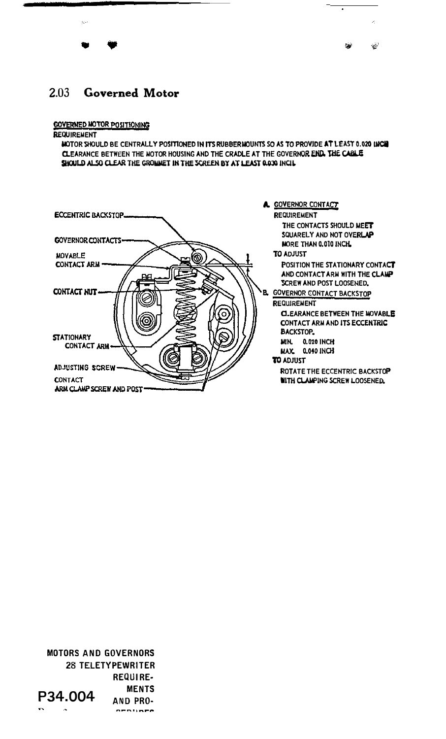## 2.03 Governed Motor

GOVERNED MOTOR POSITIONING

REQUIREMENT

MOTOR SHOULD BE CENTRALLY POSITIONED IN ITS RUBBERMOUNTS SO AS TO PROVIDE AT LEAST 0.020 INCH CLEARANCE BETWEEN THE MOTOR HOUSING AND THE CRADLE AT THE GOVERNOR END. THE CABLE SHOULD ALSO CLEAR THE GROMMET IN THE SCREEN BY AT LEAST 0.030 INCH.

ECCENTRIC BACKSTOP

GOVERNOR CONTACTS

MOVABLE CONTACT ARM

CONTACT NUT

STATIONARY CONTACT ARM

ADJUSTING SCREW

CONTACT ARM CLAMP SCREW AND POST

**A.** GOVERNOR CONTACT

REQUIREMENT

THE CONTACTS SHOULD MEET SQUARELY AND NOT OVERLAP MORE THAN 0.010 INCH.

TO ADJUST

POSITION THE STATIONARY CONTACT AND CONTACT ARM WITH THE CLAMP SCREW AND POST LOOSENED.

**B.** GOVERNOR CONTACT BACKSTOP

REQUIREMENT

CLEARANCE BETWEEN THE MOVABLE CONTACT ARM AND ITS ECCENTRIC BACKSTOP.

MIN. 0.020 INCH

MAX. 0.040 INCH

TO ADJUST

ROTATE THE ECCENTRIC BACKSTOP WITH CLAMPING SCREW LOOSENED.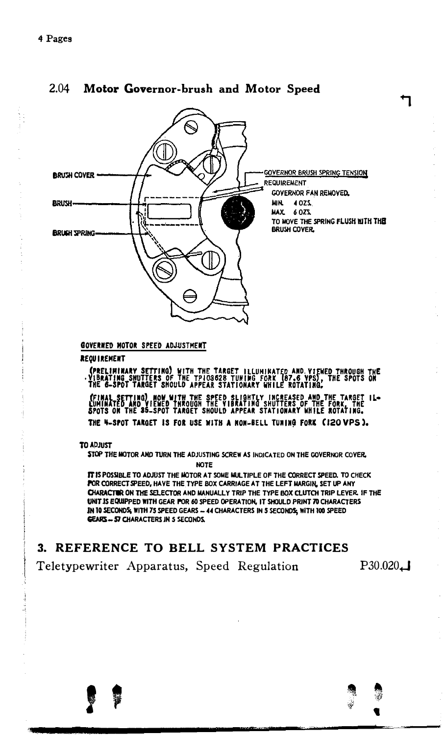## 2.04 Motor Governor-brush and Motor Speed

BRUSH COVER

BRUSH

BRUSH SPRING

GOVERNOR BRUSH SPRING TENSION

REQUIREMENT

GOVERNOR FAN REMOVED.

MIN. 4 OZS.

MAX. 6 OZS.

TO MOVE THE SPRING FLUSH WITH THE BRUSH COVER.

**GOVERNED MOTOR SPEED ADJUSTMENT**

**REQUIREMENT**

(PRELIMINARY SETTING) WITH THE TARGET ILLUMINATED AND VIEWED THROUGH THE VIBRATING SHUTTERS OF THE TP103628 TUNING FORK (87.6 VPS), THE SPOTS ON THE 6-SPOT TARGET SHOULD APPEAR STATIONARY WHILE ROTATING.

(FINAL SETTING) NOW WITH THE SPEED SLIGHTLY INCREASED AND THE TARGET ILLUMINATED AND VIEWED THROUGH THE VIBRATING SHUTTERS OF THE FORK, THE SPOTS ON THE 35-SPOT TARGET SHOULD APPEAR STATIONARY WHILE ROTATING.

THE 4-SPOT TARGET IS FOR USE WITH A NON-BELL TUNING FORK (120 VPS).

**TO ADJUST**

STOP THE MOTOR AND TURN THE ADJUSTING SCREW AS INDICATED ON THE GOVERNOR COVER.

NOTE

IT IS POSSIBLE TO ADJUST THE MOTOR AT SOME MULTIPLE OF THE CORRECT SPEED. TO CHECK FOR CORRECT SPEED, HAVE THE TYPE BOX CARRIAGE AT THE LEFT MARGIN, SET UP ANY CHARACTER ON THE SELECTOR AND MANUALLY TRIP THE TYPE BOX CLUTCH TRIP LEVER. IF THE UNIT IS EQUIPPED WITH GEAR FOR 60 SPEED OPERATION, IT SHOULD PRINT 70 CHARACTERS IN 10 SECONDS; WITH 75 SPEED GEARS – 44 CHARACTERS IN 5 SECONDS; WITH 100 SPEED GEARS – 57 CHARACTERS IN 5 SECONDS.

## 3. REFERENCE TO BELL SYSTEM PRACTICES

Teletypewriter Apparatus, Speed Regulation P30.020